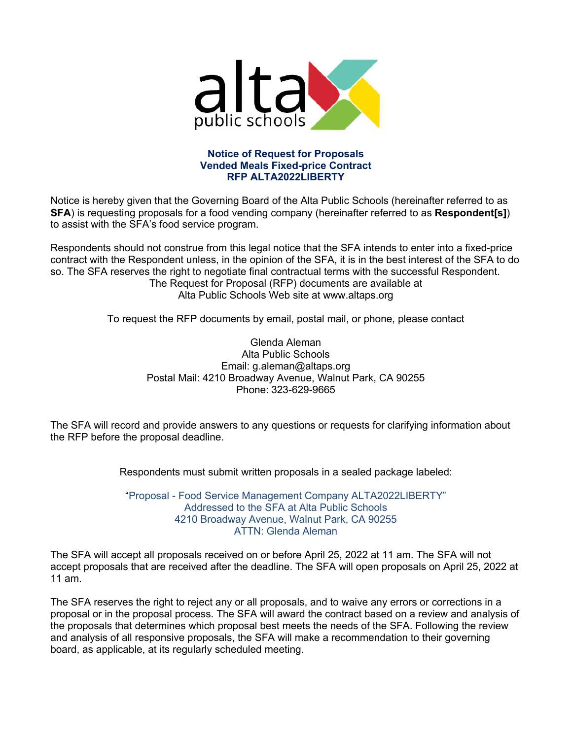alta public schools

**Notice of Request for Proposals**
**Vended Meals Fixed-price Contract**
**RFP ALTA2022LIBERTY**

Notice is hereby given that the Governing Board of the Alta Public Schools (hereinafter referred to as **SFA**) is requesting proposals for a food vending company (hereinafter referred to as **Respondent[s]**) to assist with the SFA's food service program.

Respondents should not construe from this legal notice that the SFA intends to enter into a fixed-price contract with the Respondent unless, in the opinion of the SFA, it is in the best interest of the SFA to do so. The SFA reserves the right to negotiate final contractual terms with the successful Respondent.
The Request for Proposal (RFP) documents are available at
Alta Public Schools Web site at www.altaps.org

To request the RFP documents by email, postal mail, or phone, please contact

Glenda Aleman
Alta Public Schools
Email: g.aleman@altaps.org
Postal Mail: 4210 Broadway Avenue, Walnut Park, CA 90255
Phone: 323-629-9665

The SFA will record and provide answers to any questions or requests for clarifying information about the RFP before the proposal deadline.

Respondents must submit written proposals in a sealed package labeled:

"Proposal - Food Service Management Company ALTA2022LIBERTY"
Addressed to the SFA at Alta Public Schools
4210 Broadway Avenue, Walnut Park, CA 90255
ATTN: Glenda Aleman

The SFA will accept all proposals received on or before April 25, 2022 at 11 am. The SFA will not accept proposals that are received after the deadline. The SFA will open proposals on April 25, 2022 at 11 am.

The SFA reserves the right to reject any or all proposals, and to waive any errors or corrections in a proposal or in the proposal process. The SFA will award the contract based on a review and analysis of the proposals that determines which proposal best meets the needs of the SFA. Following the review and analysis of all responsive proposals, the SFA will make a recommendation to their governing board, as applicable, at its regularly scheduled meeting.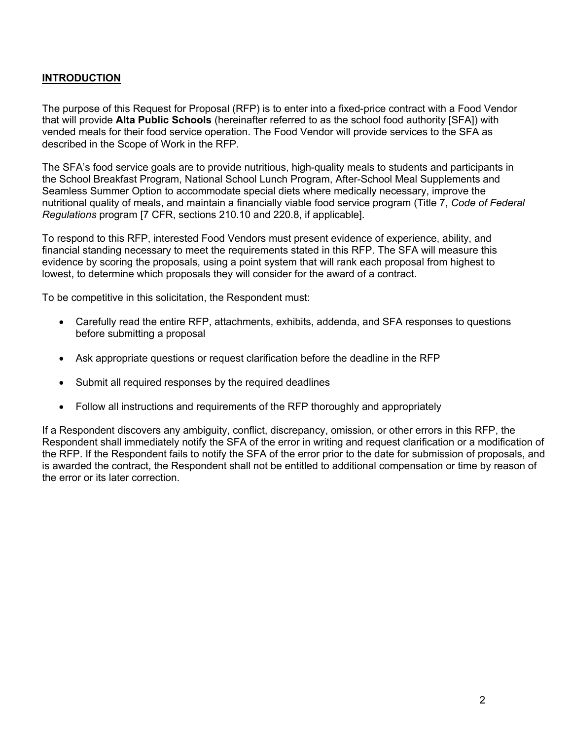## INTRODUCTION

The purpose of this Request for Proposal (RFP) is to enter into a fixed-price contract with a Food Vendor that will provide **Alta Public Schools** (hereinafter referred to as the school food authority [SFA]) with vended meals for their food service operation. The Food Vendor will provide services to the SFA as described in the Scope of Work in the RFP.

The SFA's food service goals are to provide nutritious, high-quality meals to students and participants in the School Breakfast Program, National School Lunch Program, After-School Meal Supplements and Seamless Summer Option to accommodate special diets where medically necessary, improve the nutritional quality of meals, and maintain a financially viable food service program (Title 7, *Code of Federal Regulations* program [7 CFR, sections 210.10 and 220.8, if applicable].

To respond to this RFP, interested Food Vendors must present evidence of experience, ability, and financial standing necessary to meet the requirements stated in this RFP. The SFA will measure this evidence by scoring the proposals, using a point system that will rank each proposal from highest to lowest, to determine which proposals they will consider for the award of a contract.

To be competitive in this solicitation, the Respondent must:

- Carefully read the entire RFP, attachments, exhibits, addenda, and SFA responses to questions before submitting a proposal
- Ask appropriate questions or request clarification before the deadline in the RFP
- Submit all required responses by the required deadlines
- Follow all instructions and requirements of the RFP thoroughly and appropriately

If a Respondent discovers any ambiguity, conflict, discrepancy, omission, or other errors in this RFP, the Respondent shall immediately notify the SFA of the error in writing and request clarification or a modification of the RFP. If the Respondent fails to notify the SFA of the error prior to the date for submission of proposals, and is awarded the contract, the Respondent shall not be entitled to additional compensation or time by reason of the error or its later correction.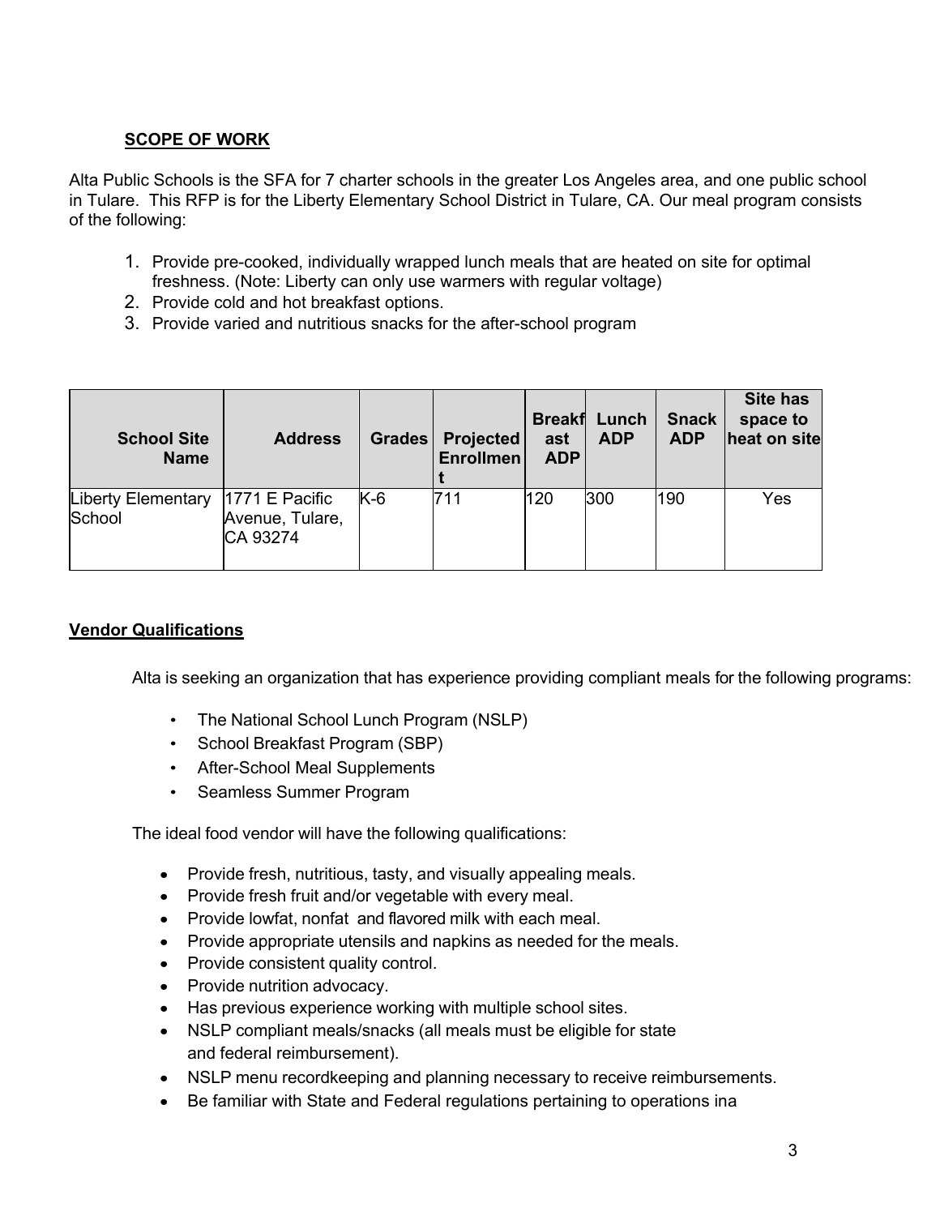## SCOPE OF WORK

Alta Public Schools is the SFA for 7 charter schools in the greater Los Angeles area, and one public school in Tulare. This RFP is for the Liberty Elementary School District in Tulare, CA. Our meal program consists of the following:

1. Provide pre-cooked, individually wrapped lunch meals that are heated on site for optimal freshness. (Note: Liberty can only use warmers with regular voltage)
2. Provide cold and hot breakfast options.
3. Provide varied and nutritious snacks for the after-school program

| School Site Name | Address | Grades | Projected Enrollment | Breakfast ADP | Lunch ADP | Snack ADP | Site has space to heat on site |
|---|---|---|---|---|---|---|---|
| Liberty Elementary School | 1771 E Pacific Avenue, Tulare, CA 93274 | K-6 | 711 | 120 | 300 | 190 | Yes |

## Vendor Qualifications

Alta is seeking an organization that has experience providing compliant meals for the following programs:

- The National School Lunch Program (NSLP)
- School Breakfast Program (SBP)
- After-School Meal Supplements
- Seamless Summer Program

The ideal food vendor will have the following qualifications:

- Provide fresh, nutritious, tasty, and visually appealing meals.
- Provide fresh fruit and/or vegetable with every meal.
- Provide lowfat, nonfat and flavored milk with each meal.
- Provide appropriate utensils and napkins as needed for the meals.
- Provide consistent quality control.
- Provide nutrition advocacy.
- Has previous experience working with multiple school sites.
- NSLP compliant meals/snacks (all meals must be eligible for state and federal reimbursement).
- NSLP menu recordkeeping and planning necessary to receive reimbursements.
- Be familiar with State and Federal regulations pertaining to operations ina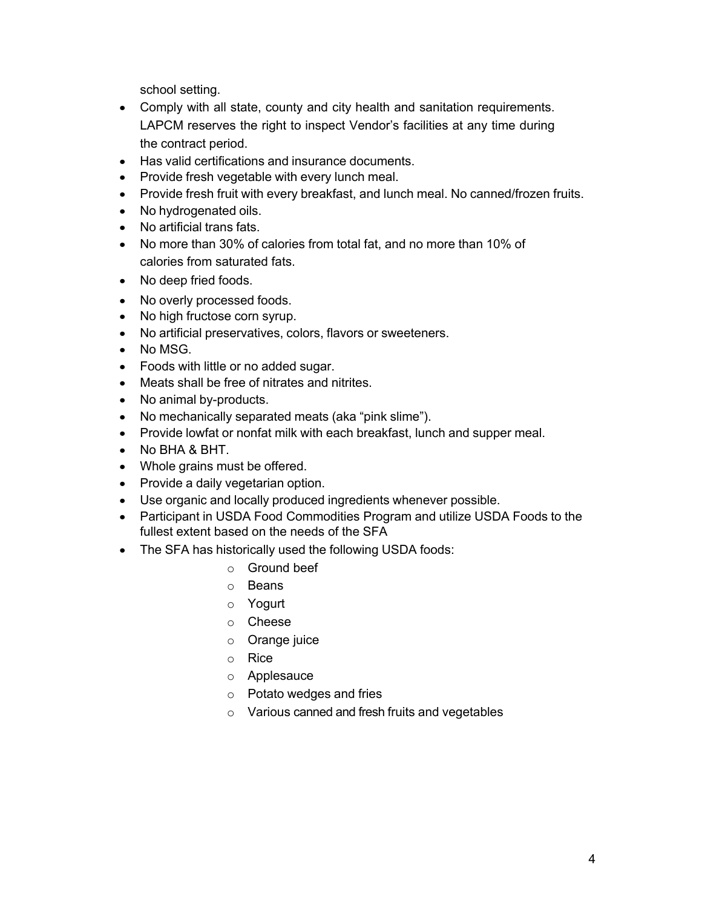school setting.

- Comply with all state, county and city health and sanitation requirements. LAPCM reserves the right to inspect Vendor's facilities at any time during the contract period.
- Has valid certifications and insurance documents.
- Provide fresh vegetable with every lunch meal.
- Provide fresh fruit with every breakfast, and lunch meal. No canned/frozen fruits.
- No hydrogenated oils.
- No artificial trans fats.
- No more than 30% of calories from total fat, and no more than 10% of calories from saturated fats.
- No deep fried foods.
- No overly processed foods.
- No high fructose corn syrup.
- No artificial preservatives, colors, flavors or sweeteners.
- No MSG.
- Foods with little or no added sugar.
- Meats shall be free of nitrates and nitrites.
- No animal by-products.
- No mechanically separated meats (aka "pink slime").
- Provide lowfat or nonfat milk with each breakfast, lunch and supper meal.
- No BHA & BHT.
- Whole grains must be offered.
- Provide a daily vegetarian option.
- Use organic and locally produced ingredients whenever possible.
- Participant in USDA Food Commodities Program and utilize USDA Foods to the fullest extent based on the needs of the SFA
- The SFA has historically used the following USDA foods:
  - Ground beef
  - Beans
  - Yogurt
  - Cheese
  - Orange juice
  - Rice
  - Applesauce
  - Potato wedges and fries
  - Various canned and fresh fruits and vegetables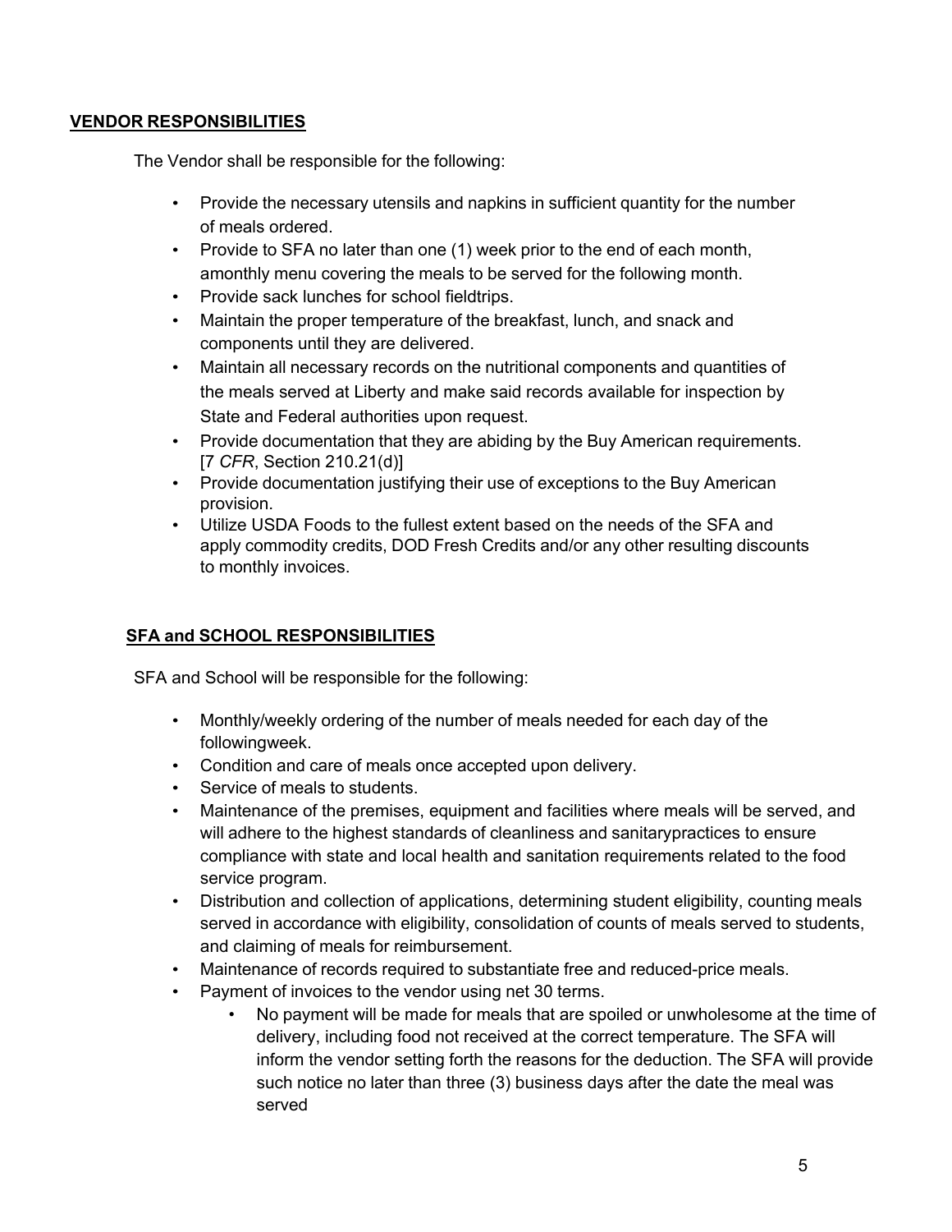## VENDOR RESPONSIBILITIES

The Vendor shall be responsible for the following:

- Provide the necessary utensils and napkins in sufficient quantity for the number of meals ordered.
- Provide to SFA no later than one (1) week prior to the end of each month, amonthly menu covering the meals to be served for the following month.
- Provide sack lunches for school fieldtrips.
- Maintain the proper temperature of the breakfast, lunch, and snack and components until they are delivered.
- Maintain all necessary records on the nutritional components and quantities of the meals served at Liberty and make said records available for inspection by State and Federal authorities upon request.
- Provide documentation that they are abiding by the Buy American requirements. [7 *CFR*, Section 210.21(d)]
- Provide documentation justifying their use of exceptions to the Buy American provision.
- Utilize USDA Foods to the fullest extent based on the needs of the SFA and apply commodity credits, DOD Fresh Credits and/or any other resulting discounts to monthly invoices.

## SFA and SCHOOL RESPONSIBILITIES

SFA and School will be responsible for the following:

- Monthly/weekly ordering of the number of meals needed for each day of the followingweek.
- Condition and care of meals once accepted upon delivery.
- Service of meals to students.
- Maintenance of the premises, equipment and facilities where meals will be served, and will adhere to the highest standards of cleanliness and sanitarypractices to ensure compliance with state and local health and sanitation requirements related to the food service program.
- Distribution and collection of applications, determining student eligibility, counting meals served in accordance with eligibility, consolidation of counts of meals served to students, and claiming of meals for reimbursement.
- Maintenance of records required to substantiate free and reduced-price meals.
- Payment of invoices to the vendor using net 30 terms.
  - No payment will be made for meals that are spoiled or unwholesome at the time of delivery, including food not received at the correct temperature. The SFA will inform the vendor setting forth the reasons for the deduction. The SFA will provide such notice no later than three (3) business days after the date the meal was served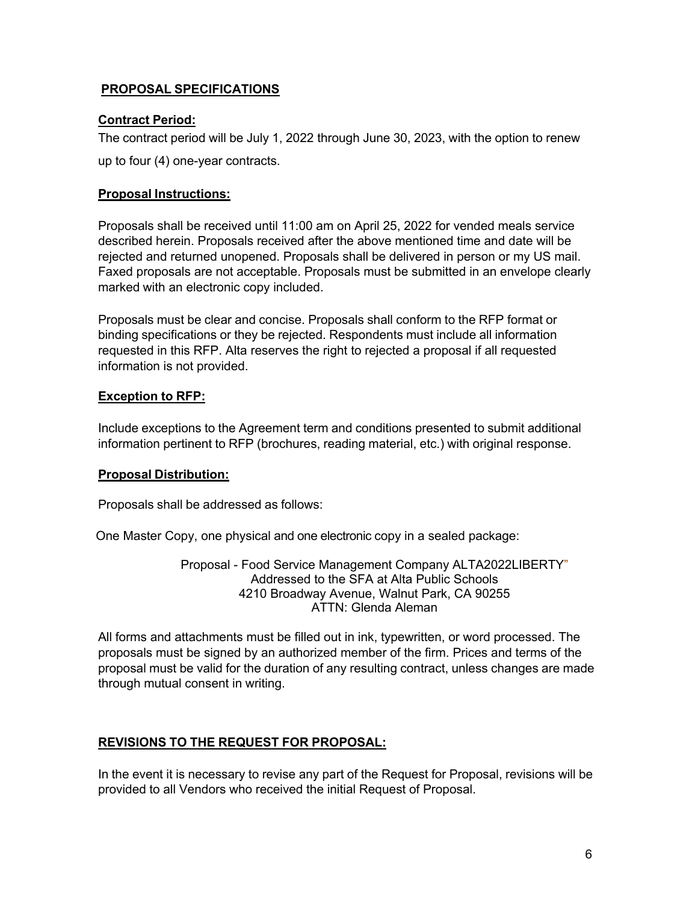## **PROPOSAL SPECIFICATIONS**

### **Contract Period:**

The contract period will be July 1, 2022 through June 30, 2023, with the option to renew up to four (4) one-year contracts.

### **Proposal Instructions:**

Proposals shall be received until 11:00 am on April 25, 2022 for vended meals service described herein. Proposals received after the above mentioned time and date will be rejected and returned unopened. Proposals shall be delivered in person or my US mail. Faxed proposals are not acceptable. Proposals must be submitted in an envelope clearly marked with an electronic copy included.

Proposals must be clear and concise. Proposals shall conform to the RFP format or binding specifications or they be rejected. Respondents must include all information requested in this RFP. Alta reserves the right to rejected a proposal if all requested information is not provided.

### **Exception to RFP:**

Include exceptions to the Agreement term and conditions presented to submit additional information pertinent to RFP (brochures, reading material, etc.) with original response.

### **Proposal Distribution:**

Proposals shall be addressed as follows:

One Master Copy, one physical and one electronic copy in a sealed package:

Proposal - Food Service Management Company ALTA2022LIBERTY"
Addressed to the SFA at Alta Public Schools
4210 Broadway Avenue, Walnut Park, CA 90255
ATTN: Glenda Aleman

All forms and attachments must be filled out in ink, typewritten, or word processed. The proposals must be signed by an authorized member of the firm. Prices and terms of the proposal must be valid for the duration of any resulting contract, unless changes are made through mutual consent in writing.

### **REVISIONS TO THE REQUEST FOR PROPOSAL:**

In the event it is necessary to revise any part of the Request for Proposal, revisions will be provided to all Vendors who received the initial Request of Proposal.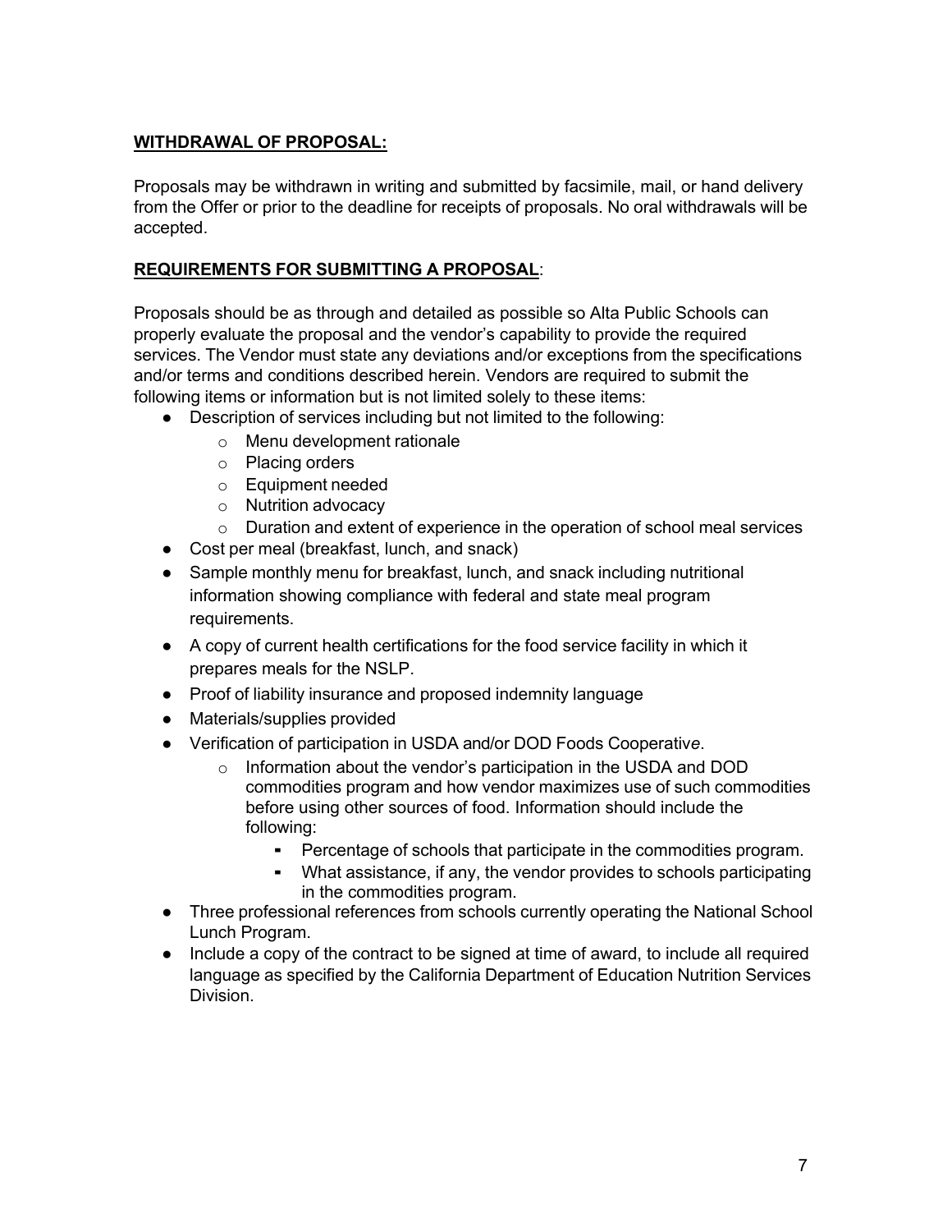**WITHDRAWAL OF PROPOSAL:**

Proposals may be withdrawn in writing and submitted by facsimile, mail, or hand delivery from the Offer or prior to the deadline for receipts of proposals. No oral withdrawals will be accepted.

**REQUIREMENTS FOR SUBMITTING A PROPOSAL**:

Proposals should be as through and detailed as possible so Alta Public Schools can properly evaluate the proposal and the vendor's capability to provide the required services. The Vendor must state any deviations and/or exceptions from the specifications and/or terms and conditions described herein. Vendors are required to submit the following items or information but is not limited solely to these items:

- Description of services including but not limited to the following:
  - Menu development rationale
  - Placing orders
  - Equipment needed
  - Nutrition advocacy
  - Duration and extent of experience in the operation of school meal services
- Cost per meal (breakfast, lunch, and snack)
- Sample monthly menu for breakfast, lunch, and snack including nutritional information showing compliance with federal and state meal program requirements.
- A copy of current health certifications for the food service facility in which it prepares meals for the NSLP.
- Proof of liability insurance and proposed indemnity language
- Materials/supplies provided
- Verification of participation in USDA and/or DOD Foods Cooperative.
  - Information about the vendor's participation in the USDA and DOD commodities program and how vendor maximizes use of such commodities before using other sources of food. Information should include the following:
    - Percentage of schools that participate in the commodities program.
    - What assistance, if any, the vendor provides to schools participating in the commodities program.
- Three professional references from schools currently operating the National School Lunch Program.
- Include a copy of the contract to be signed at time of award, to include all required language as specified by the California Department of Education Nutrition Services Division.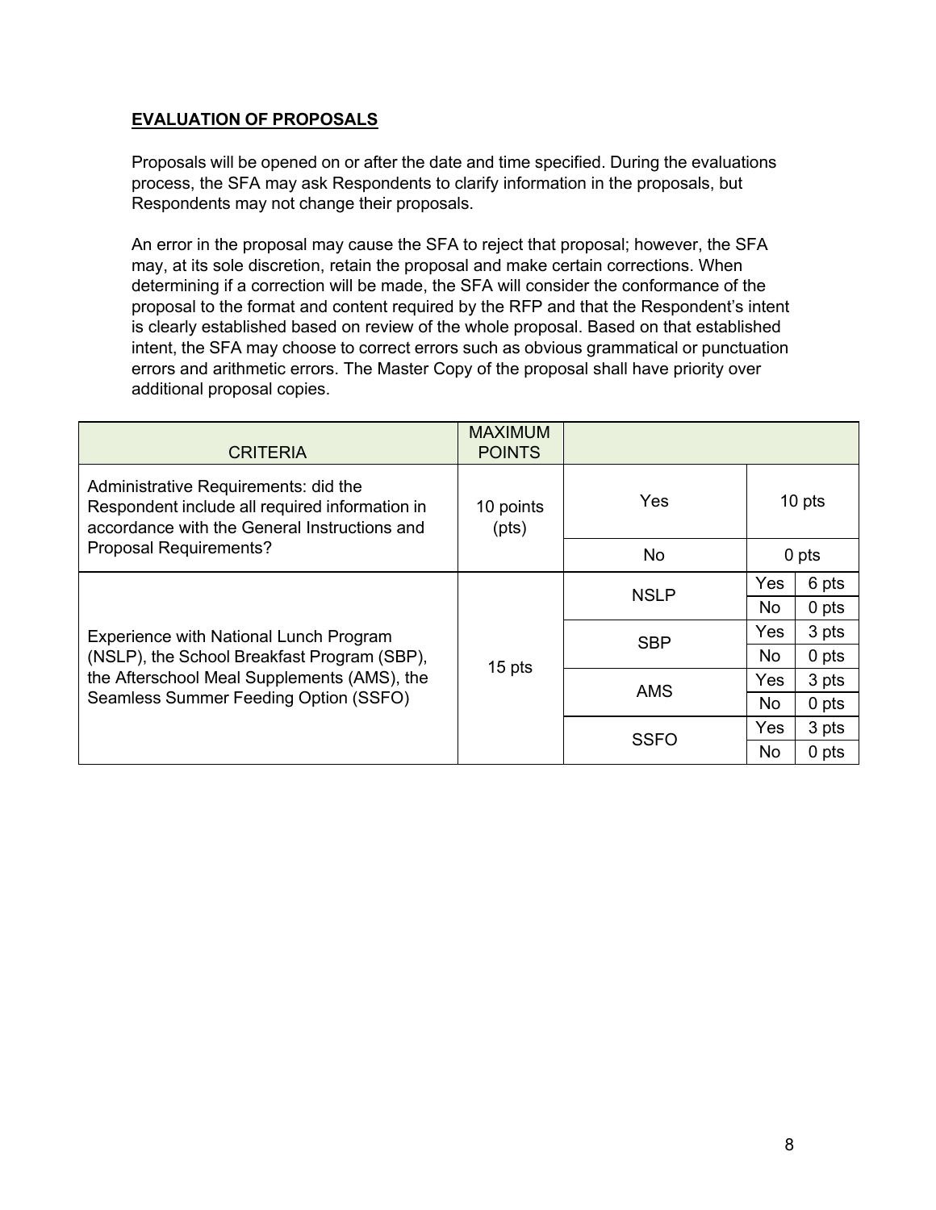## EVALUATION OF PROPOSALS

Proposals will be opened on or after the date and time specified. During the evaluations process, the SFA may ask Respondents to clarify information in the proposals, but Respondents may not change their proposals.

An error in the proposal may cause the SFA to reject that proposal; however, the SFA may, at its sole discretion, retain the proposal and make certain corrections. When determining if a correction will be made, the SFA will consider the conformance of the proposal to the format and content required by the RFP and that the Respondent's intent is clearly established based on review of the whole proposal. Based on that established intent, the SFA may choose to correct errors such as obvious grammatical or punctuation errors and arithmetic errors. The Master Copy of the proposal shall have priority over additional proposal copies.

| CRITERIA | MAXIMUM POINTS | | | |
|---|---|---|---|---|
| Administrative Requirements: did the Respondent include all required information in accordance with the General Instructions and Proposal Requirements? | 10 points (pts) | Yes | 10 pts | |
| | | No | 0 pts | |
| Experience with National Lunch Program (NSLP), the School Breakfast Program (SBP), the Afterschool Meal Supplements (AMS), the Seamless Summer Feeding Option (SSFO) | 15 pts | NSLP | Yes | 6 pts |
| | | | No | 0 pts |
| | | SBP | Yes | 3 pts |
| | | | No | 0 pts |
| | | AMS | Yes | 3 pts |
| | | | No | 0 pts |
| | | SSFO | Yes | 3 pts |
| | | | No | 0 pts |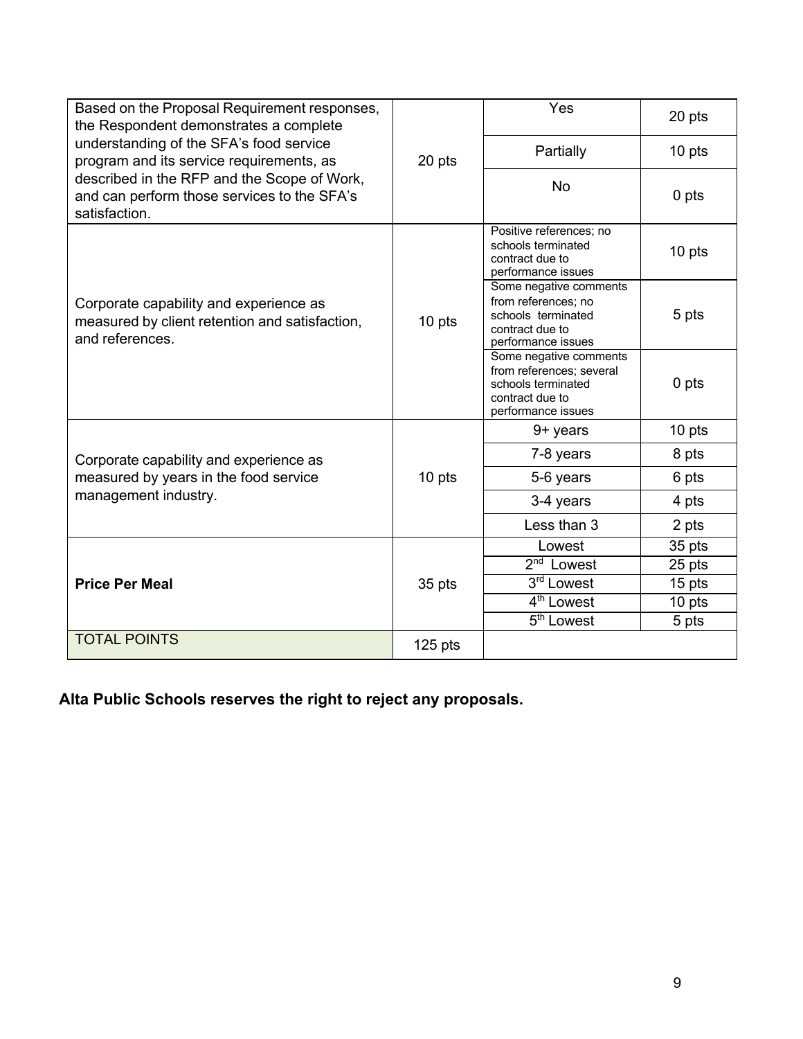| | | | |
|---|---|---|---|
| Based on the Proposal Requirement responses, the Respondent demonstrates a complete understanding of the SFA's food service program and its service requirements, as described in the RFP and the Scope of Work, and can perform those services to the SFA's satisfaction. | 20 pts | Yes | 20 pts |
| | | Partially | 10 pts |
| | | No | 0 pts |
| Corporate capability and experience as measured by client retention and satisfaction, and references. | 10 pts | Positive references; no schools terminated contract due to performance issues | 10 pts |
| | | Some negative comments from references; no schools terminated contract due to performance issues | 5 pts |
| | | Some negative comments from references; several schools terminated contract due to performance issues | 0 pts |
| Corporate capability and experience as measured by years in the food service management industry. | 10 pts | 9+ years | 10 pts |
| | | 7-8 years | 8 pts |
| | | 5-6 years | 6 pts |
| | | 3-4 years | 4 pts |
| | | Less than 3 | 2 pts |
| **Price Per Meal** | 35 pts | Lowest | 35 pts |
| | | 2nd Lowest | 25 pts |
| | | 3rd Lowest | 15 pts |
| | | 4th Lowest | 10 pts |
| | | 5th Lowest | 5 pts |
| TOTAL POINTS | 125 pts | | |

**Alta Public Schools reserves the right to reject any proposals.**